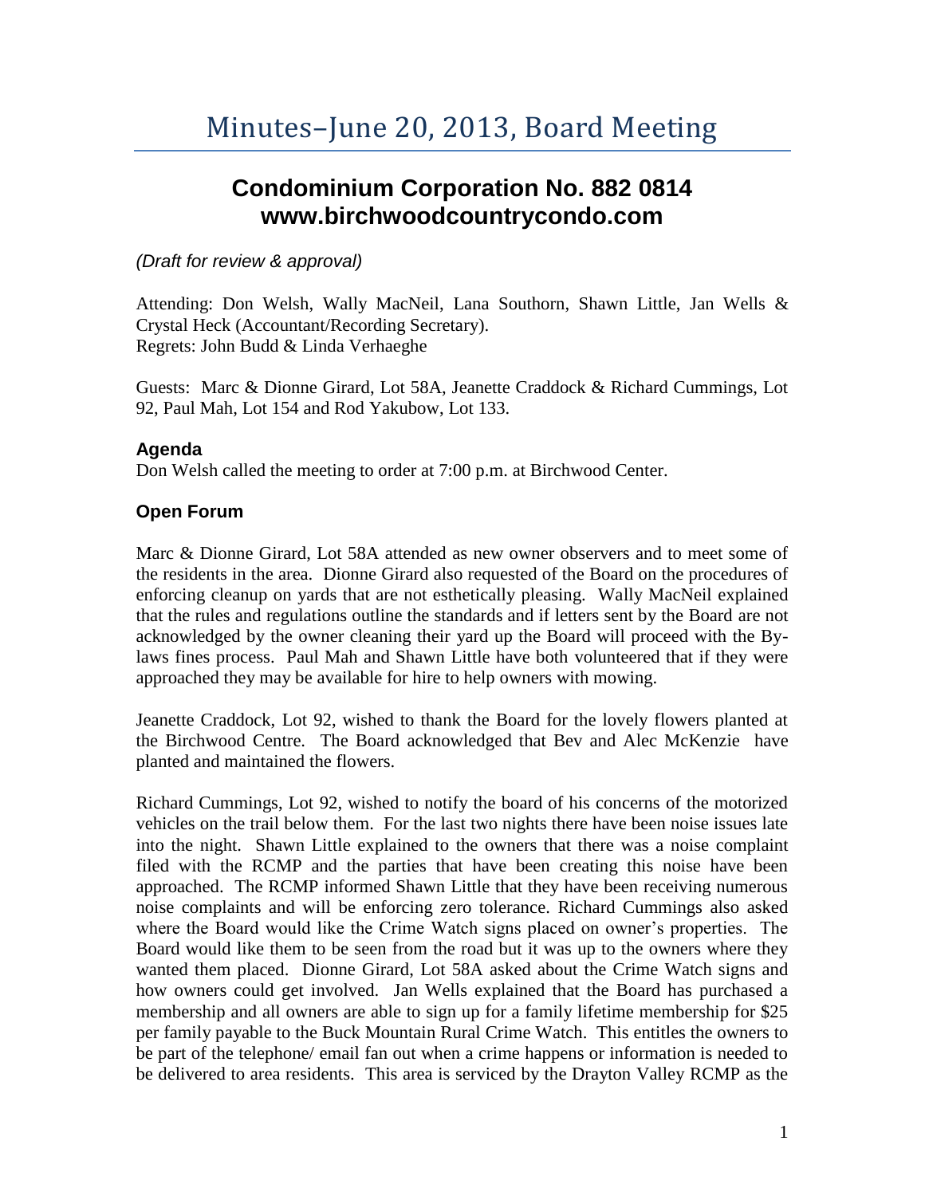# Minutes–June 20, 2013, Board Meeting

## Condominium Corporation No. 882 0814
## www.birchwoodcountrycondo.com

*(Draft for review & approval)*

Attending: Don Welsh, Wally MacNeil, Lana Southorn, Shawn Little, Jan Wells & Crystal Heck (Accountant/Recording Secretary).
Regrets: John Budd & Linda Verhaeghe

Guests: Marc & Dionne Girard, Lot 58A, Jeanette Craddock & Richard Cummings, Lot 92, Paul Mah, Lot 154 and Rod Yakubow, Lot 133.

### Agenda

Don Welsh called the meeting to order at 7:00 p.m. at Birchwood Center.

### Open Forum

Marc & Dionne Girard, Lot 58A attended as new owner observers and to meet some of the residents in the area. Dionne Girard also requested of the Board on the procedures of enforcing cleanup on yards that are not esthetically pleasing. Wally MacNeil explained that the rules and regulations outline the standards and if letters sent by the Board are not acknowledged by the owner cleaning their yard up the Board will proceed with the By-laws fines process. Paul Mah and Shawn Little have both volunteered that if they were approached they may be available for hire to help owners with mowing.

Jeanette Craddock, Lot 92, wished to thank the Board for the lovely flowers planted at the Birchwood Centre. The Board acknowledged that Bev and Alec McKenzie have planted and maintained the flowers.

Richard Cummings, Lot 92, wished to notify the board of his concerns of the motorized vehicles on the trail below them. For the last two nights there have been noise issues late into the night. Shawn Little explained to the owners that there was a noise complaint filed with the RCMP and the parties that have been creating this noise have been approached. The RCMP informed Shawn Little that they have been receiving numerous noise complaints and will be enforcing zero tolerance. Richard Cummings also asked where the Board would like the Crime Watch signs placed on owner's properties. The Board would like them to be seen from the road but it was up to the owners where they wanted them placed. Dionne Girard, Lot 58A asked about the Crime Watch signs and how owners could get involved. Jan Wells explained that the Board has purchased a membership and all owners are able to sign up for a family lifetime membership for $25 per family payable to the Buck Mountain Rural Crime Watch. This entitles the owners to be part of the telephone/ email fan out when a crime happens or information is needed to be delivered to area residents. This area is serviced by the Drayton Valley RCMP as the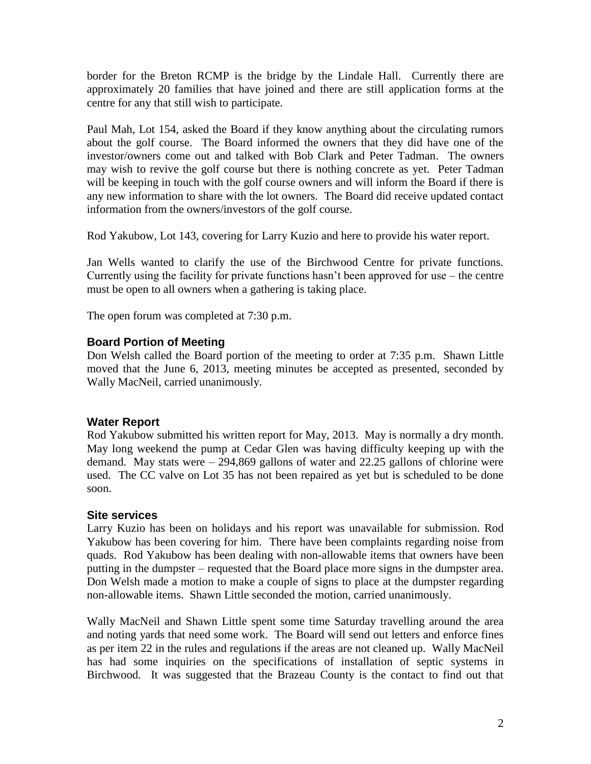border for the Breton RCMP is the bridge by the Lindale Hall. Currently there are approximately 20 families that have joined and there are still application forms at the centre for any that still wish to participate.

Paul Mah, Lot 154, asked the Board if they know anything about the circulating rumors about the golf course. The Board informed the owners that they did have one of the investor/owners come out and talked with Bob Clark and Peter Tadman. The owners may wish to revive the golf course but there is nothing concrete as yet. Peter Tadman will be keeping in touch with the golf course owners and will inform the Board if there is any new information to share with the lot owners. The Board did receive updated contact information from the owners/investors of the golf course.

Rod Yakubow, Lot 143, covering for Larry Kuzio and here to provide his water report.

Jan Wells wanted to clarify the use of the Birchwood Centre for private functions. Currently using the facility for private functions hasn't been approved for use – the centre must be open to all owners when a gathering is taking place.

The open forum was completed at 7:30 p.m.

### Board Portion of Meeting

Don Welsh called the Board portion of the meeting to order at 7:35 p.m. Shawn Little moved that the June 6, 2013, meeting minutes be accepted as presented, seconded by Wally MacNeil, carried unanimously.

### Water Report

Rod Yakubow submitted his written report for May, 2013. May is normally a dry month. May long weekend the pump at Cedar Glen was having difficulty keeping up with the demand. May stats were – 294,869 gallons of water and 22.25 gallons of chlorine were used. The CC valve on Lot 35 has not been repaired as yet but is scheduled to be done soon.

### Site services

Larry Kuzio has been on holidays and his report was unavailable for submission. Rod Yakubow has been covering for him. There have been complaints regarding noise from quads. Rod Yakubow has been dealing with non-allowable items that owners have been putting in the dumpster – requested that the Board place more signs in the dumpster area. Don Welsh made a motion to make a couple of signs to place at the dumpster regarding non-allowable items. Shawn Little seconded the motion, carried unanimously.

Wally MacNeil and Shawn Little spent some time Saturday travelling around the area and noting yards that need some work. The Board will send out letters and enforce fines as per item 22 in the rules and regulations if the areas are not cleaned up. Wally MacNeil has had some inquiries on the specifications of installation of septic systems in Birchwood. It was suggested that the Brazeau County is the contact to find out that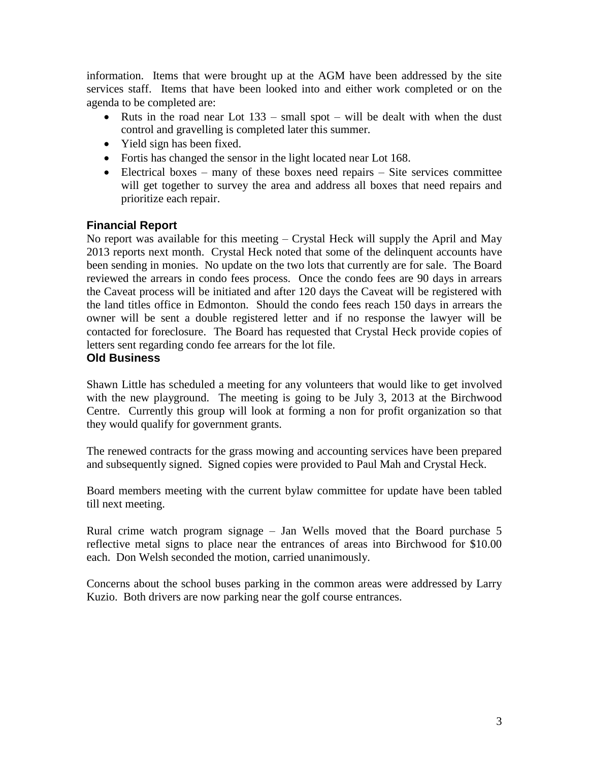information. Items that were brought up at the AGM have been addressed by the site services staff. Items that have been looked into and either work completed or on the agenda to be completed are:

- Ruts in the road near Lot 133 – small spot – will be dealt with when the dust control and gravelling is completed later this summer.
- Yield sign has been fixed.
- Fortis has changed the sensor in the light located near Lot 168.
- Electrical boxes – many of these boxes need repairs – Site services committee will get together to survey the area and address all boxes that need repairs and prioritize each repair.

### Financial Report

No report was available for this meeting – Crystal Heck will supply the April and May 2013 reports next month. Crystal Heck noted that some of the delinquent accounts have been sending in monies. No update on the two lots that currently are for sale. The Board reviewed the arrears in condo fees process. Once the condo fees are 90 days in arrears the Caveat process will be initiated and after 120 days the Caveat will be registered with the land titles office in Edmonton. Should the condo fees reach 150 days in arrears the owner will be sent a double registered letter and if no response the lawyer will be contacted for foreclosure. The Board has requested that Crystal Heck provide copies of letters sent regarding condo fee arrears for the lot file.

### Old Business

Shawn Little has scheduled a meeting for any volunteers that would like to get involved with the new playground. The meeting is going to be July 3, 2013 at the Birchwood Centre. Currently this group will look at forming a non for profit organization so that they would qualify for government grants.

The renewed contracts for the grass mowing and accounting services have been prepared and subsequently signed. Signed copies were provided to Paul Mah and Crystal Heck.

Board members meeting with the current bylaw committee for update have been tabled till next meeting.

Rural crime watch program signage – Jan Wells moved that the Board purchase 5 reflective metal signs to place near the entrances of areas into Birchwood for $10.00 each. Don Welsh seconded the motion, carried unanimously.

Concerns about the school buses parking in the common areas were addressed by Larry Kuzio. Both drivers are now parking near the golf course entrances.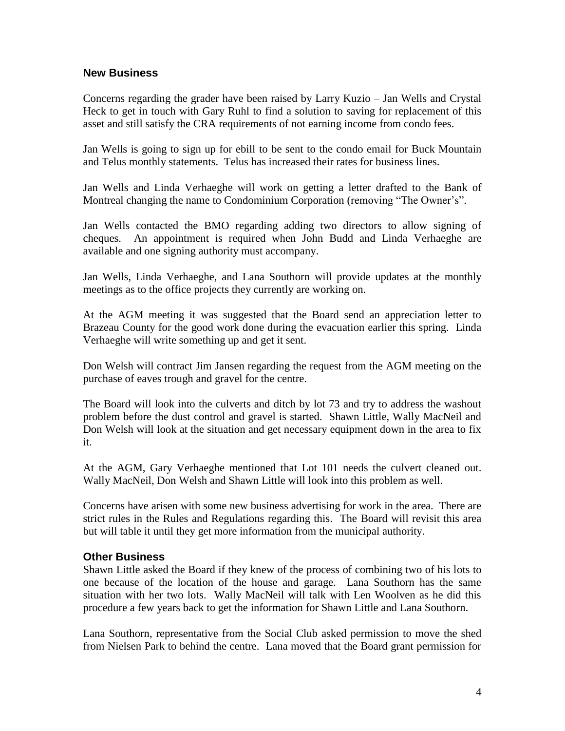## New Business

Concerns regarding the grader have been raised by Larry Kuzio – Jan Wells and Crystal Heck to get in touch with Gary Ruhl to find a solution to saving for replacement of this asset and still satisfy the CRA requirements of not earning income from condo fees.

Jan Wells is going to sign up for ebill to be sent to the condo email for Buck Mountain and Telus monthly statements. Telus has increased their rates for business lines.

Jan Wells and Linda Verhaeghe will work on getting a letter drafted to the Bank of Montreal changing the name to Condominium Corporation (removing "The Owner's".

Jan Wells contacted the BMO regarding adding two directors to allow signing of cheques. An appointment is required when John Budd and Linda Verhaeghe are available and one signing authority must accompany.

Jan Wells, Linda Verhaeghe, and Lana Southorn will provide updates at the monthly meetings as to the office projects they currently are working on.

At the AGM meeting it was suggested that the Board send an appreciation letter to Brazeau County for the good work done during the evacuation earlier this spring. Linda Verhaeghe will write something up and get it sent.

Don Welsh will contract Jim Jansen regarding the request from the AGM meeting on the purchase of eaves trough and gravel for the centre.

The Board will look into the culverts and ditch by lot 73 and try to address the washout problem before the dust control and gravel is started. Shawn Little, Wally MacNeil and Don Welsh will look at the situation and get necessary equipment down in the area to fix it.

At the AGM, Gary Verhaeghe mentioned that Lot 101 needs the culvert cleaned out. Wally MacNeil, Don Welsh and Shawn Little will look into this problem as well.

Concerns have arisen with some new business advertising for work in the area. There are strict rules in the Rules and Regulations regarding this. The Board will revisit this area but will table it until they get more information from the municipal authority.

## Other Business

Shawn Little asked the Board if they knew of the process of combining two of his lots to one because of the location of the house and garage. Lana Southorn has the same situation with her two lots. Wally MacNeil will talk with Len Woolven as he did this procedure a few years back to get the information for Shawn Little and Lana Southorn.

Lana Southorn, representative from the Social Club asked permission to move the shed from Nielsen Park to behind the centre. Lana moved that the Board grant permission for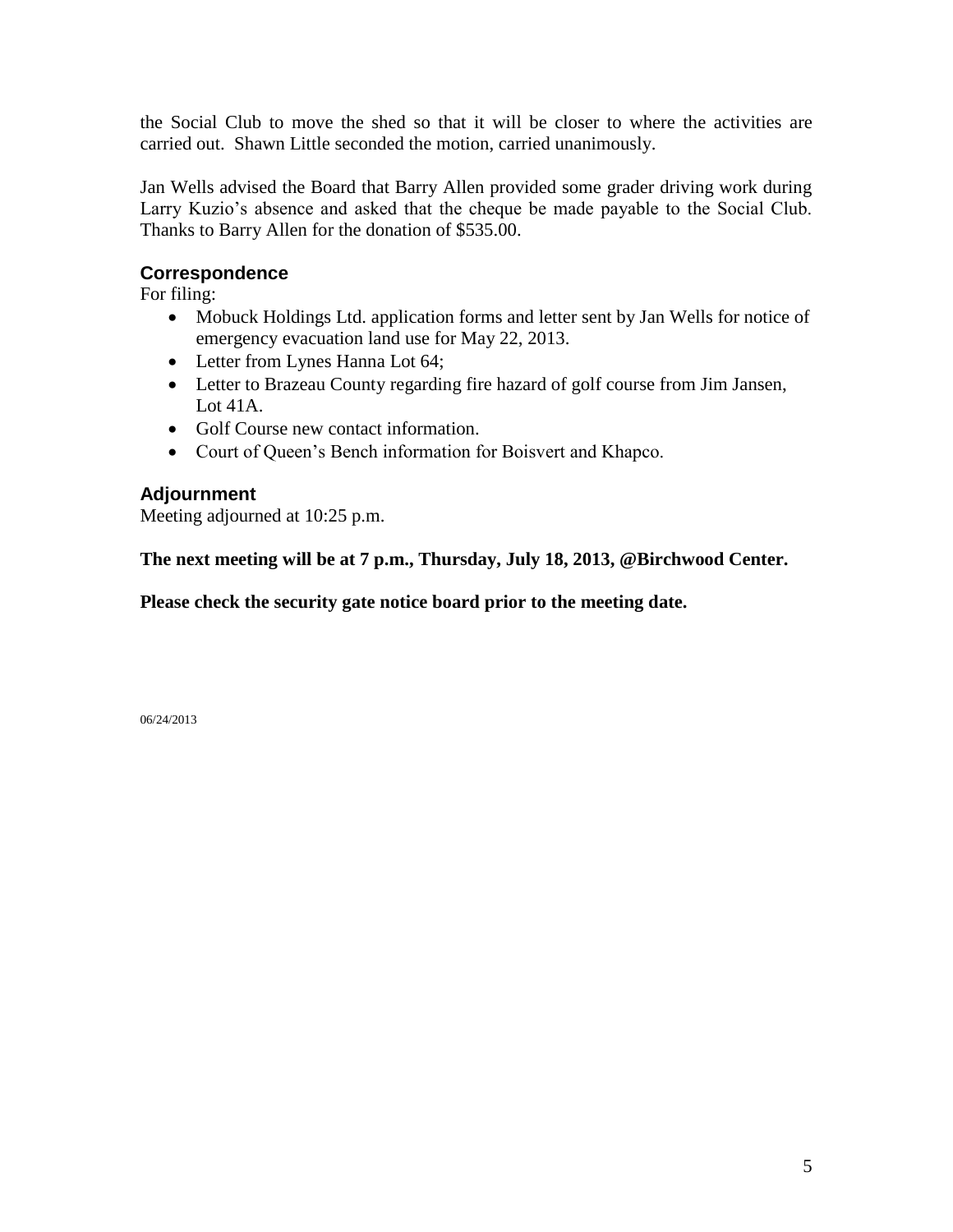the Social Club to move the shed so that it will be closer to where the activities are carried out. Shawn Little seconded the motion, carried unanimously.

Jan Wells advised the Board that Barry Allen provided some grader driving work during Larry Kuzio's absence and asked that the cheque be made payable to the Social Club. Thanks to Barry Allen for the donation of $535.00.

## Correspondence

For filing:

- Mobuck Holdings Ltd. application forms and letter sent by Jan Wells for notice of emergency evacuation land use for May 22, 2013.
- Letter from Lynes Hanna Lot 64;
- Letter to Brazeau County regarding fire hazard of golf course from Jim Jansen, Lot 41A.
- Golf Course new contact information.
- Court of Queen's Bench information for Boisvert and Khapco.

## Adjournment

Meeting adjourned at 10:25 p.m.

**The next meeting will be at 7 p.m., Thursday, July 18, 2013, @Birchwood Center.**

**Please check the security gate notice board prior to the meeting date.**

06/24/2013